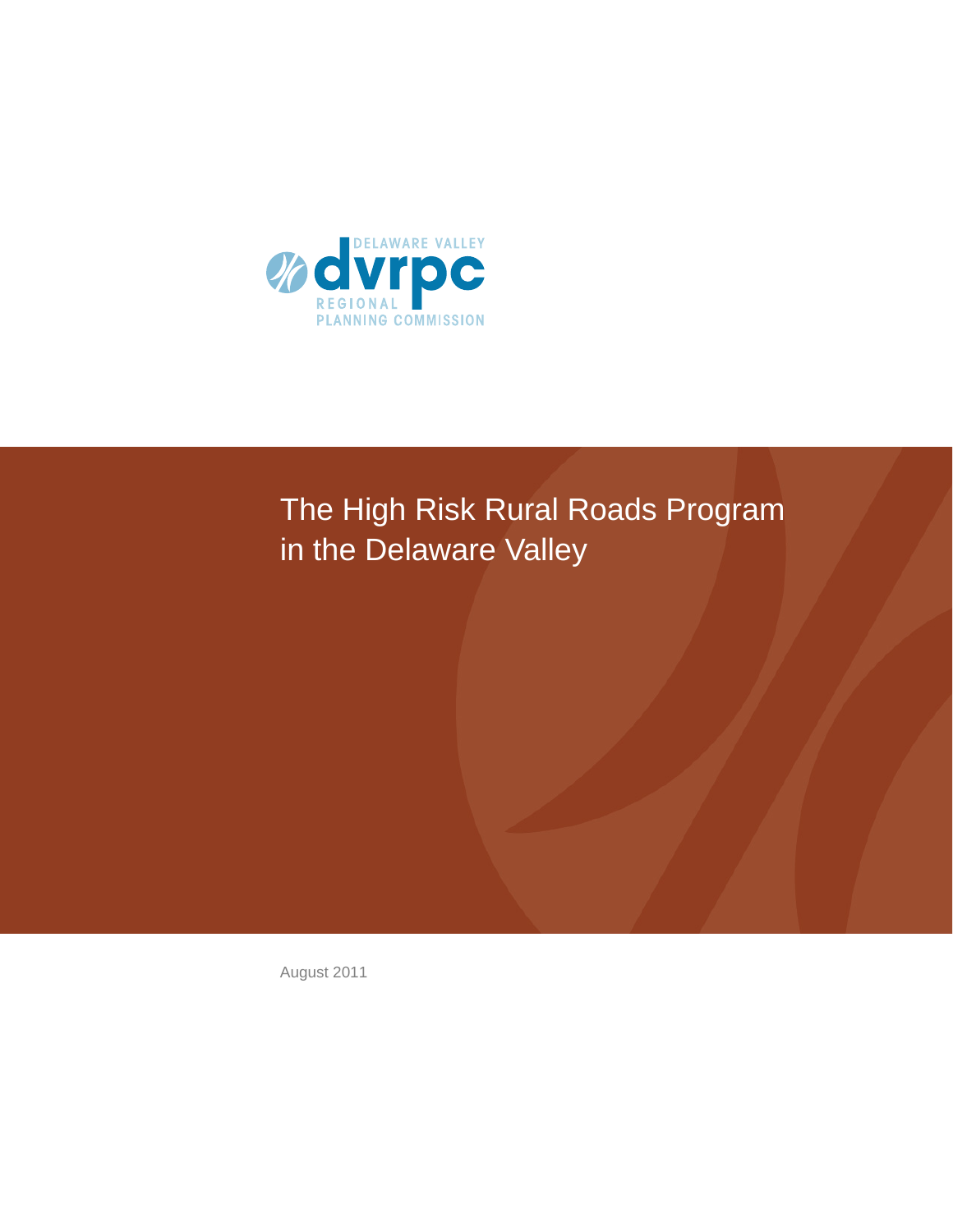DELAWARE VALLEY
dvrpc
REGIONAL
PLANNING COMMISSION

# The High Risk Rural Roads Program in the Delaware Valley

August 2011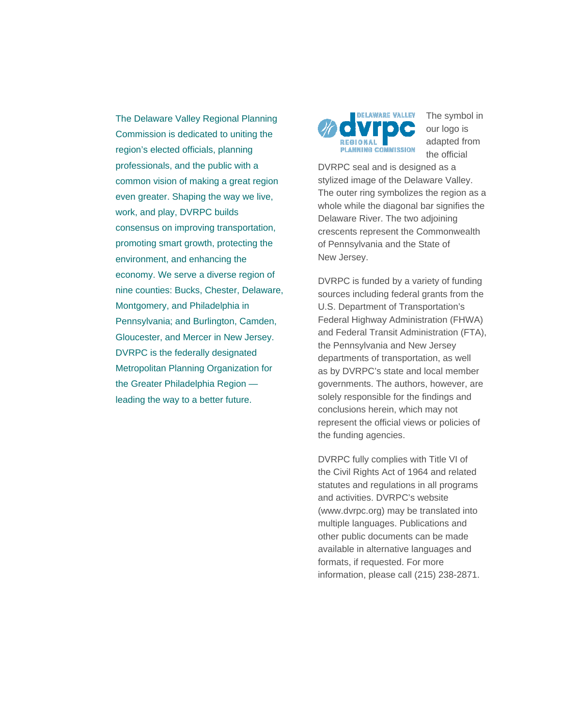The Delaware Valley Regional Planning Commission is dedicated to uniting the region's elected officials, planning professionals, and the public with a common vision of making a great region even greater. Shaping the way we live, work, and play, DVRPC builds consensus on improving transportation, promoting smart growth, protecting the environment, and enhancing the economy. We serve a diverse region of nine counties: Bucks, Chester, Delaware, Montgomery, and Philadelphia in Pennsylvania; and Burlington, Camden, Gloucester, and Mercer in New Jersey. DVRPC is the federally designated Metropolitan Planning Organization for the Greater Philadelphia Region — leading the way to a better future.

The symbol in our logo is adapted from the official DVRPC seal and is designed as a stylized image of the Delaware Valley. The outer ring symbolizes the region as a whole while the diagonal bar signifies the Delaware River. The two adjoining crescents represent the Commonwealth of Pennsylvania and the State of New Jersey.

DVRPC is funded by a variety of funding sources including federal grants from the U.S. Department of Transportation's Federal Highway Administration (FHWA) and Federal Transit Administration (FTA), the Pennsylvania and New Jersey departments of transportation, as well as by DVRPC's state and local member governments. The authors, however, are solely responsible for the findings and conclusions herein, which may not represent the official views or policies of the funding agencies.

DVRPC fully complies with Title VI of the Civil Rights Act of 1964 and related statutes and regulations in all programs and activities. DVRPC's website (www.dvrpc.org) may be translated into multiple languages. Publications and other public documents can be made available in alternative languages and formats, if requested. For more information, please call (215) 238-2871.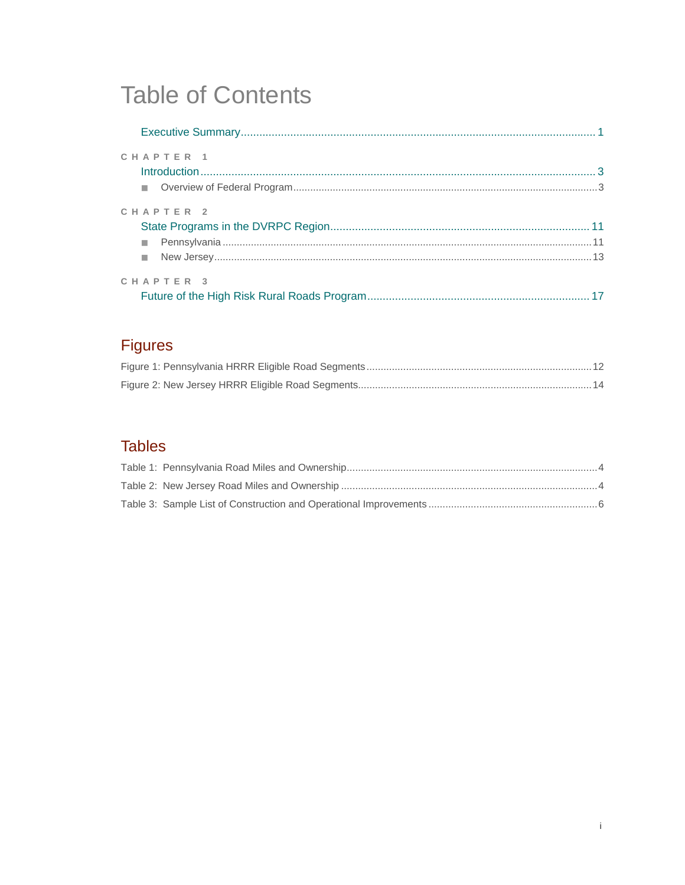# Table of Contents

Executive Summary ........................................................................................................ 1

CHAPTER 1

Introduction ........................................................................................................ 3

- Overview of Federal Program ........................................................................................................ 3

CHAPTER 2

State Programs in the DVRPC Region ........................................................................................................ 11

- Pennsylvania ........................................................................................................ 11
- New Jersey ........................................................................................................ 13

CHAPTER 3

Future of the High Risk Rural Roads Program ........................................................................................................ 17

## Figures

Figure 1: Pennsylvania HRRR Eligible Road Segments ........................................................................................................ 12

Figure 2: New Jersey HRRR Eligible Road Segments ........................................................................................................ 14

## Tables

Table 1: Pennsylvania Road Miles and Ownership ........................................................................................................ 4

Table 2: New Jersey Road Miles and Ownership ........................................................................................................ 4

Table 3: Sample List of Construction and Operational Improvements ........................................................................................................ 6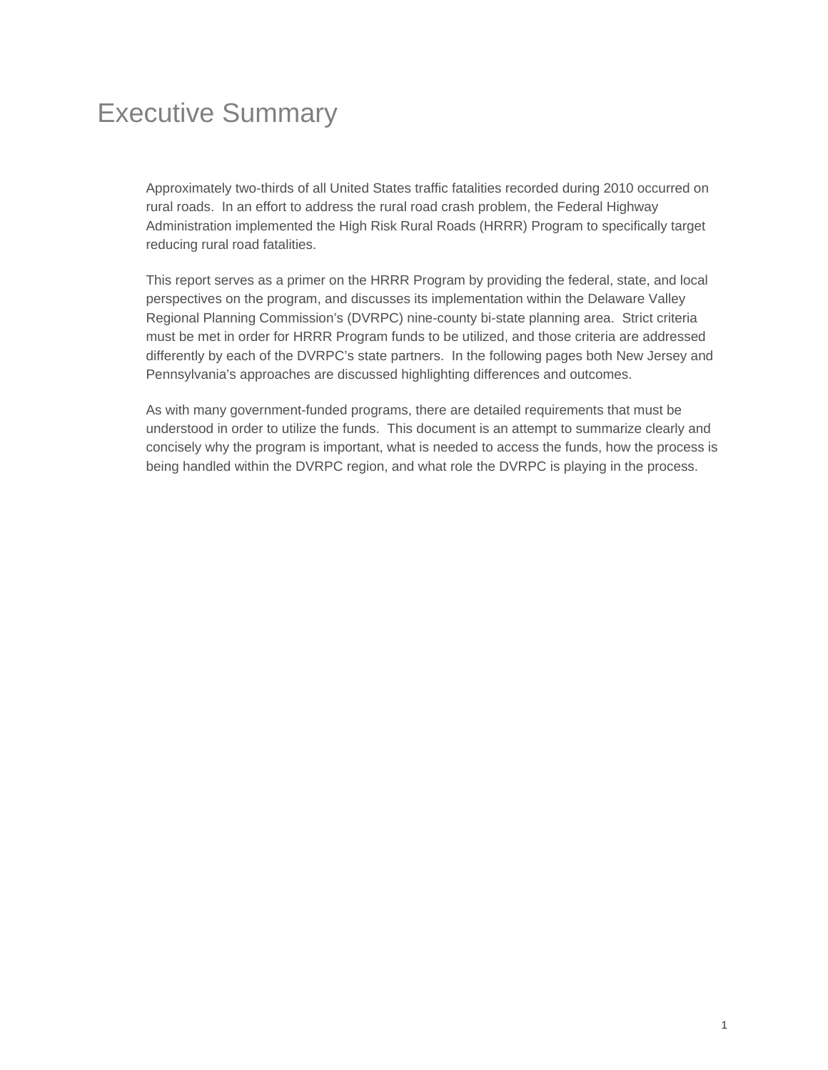# Executive Summary

Approximately two-thirds of all United States traffic fatalities recorded during 2010 occurred on rural roads. In an effort to address the rural road crash problem, the Federal Highway Administration implemented the High Risk Rural Roads (HRRR) Program to specifically target reducing rural road fatalities.

This report serves as a primer on the HRRR Program by providing the federal, state, and local perspectives on the program, and discusses its implementation within the Delaware Valley Regional Planning Commission's (DVRPC) nine-county bi-state planning area. Strict criteria must be met in order for HRRR Program funds to be utilized, and those criteria are addressed differently by each of the DVRPC's state partners. In the following pages both New Jersey and Pennsylvania's approaches are discussed highlighting differences and outcomes.

As with many government-funded programs, there are detailed requirements that must be understood in order to utilize the funds. This document is an attempt to summarize clearly and concisely why the program is important, what is needed to access the funds, how the process is being handled within the DVRPC region, and what role the DVRPC is playing in the process.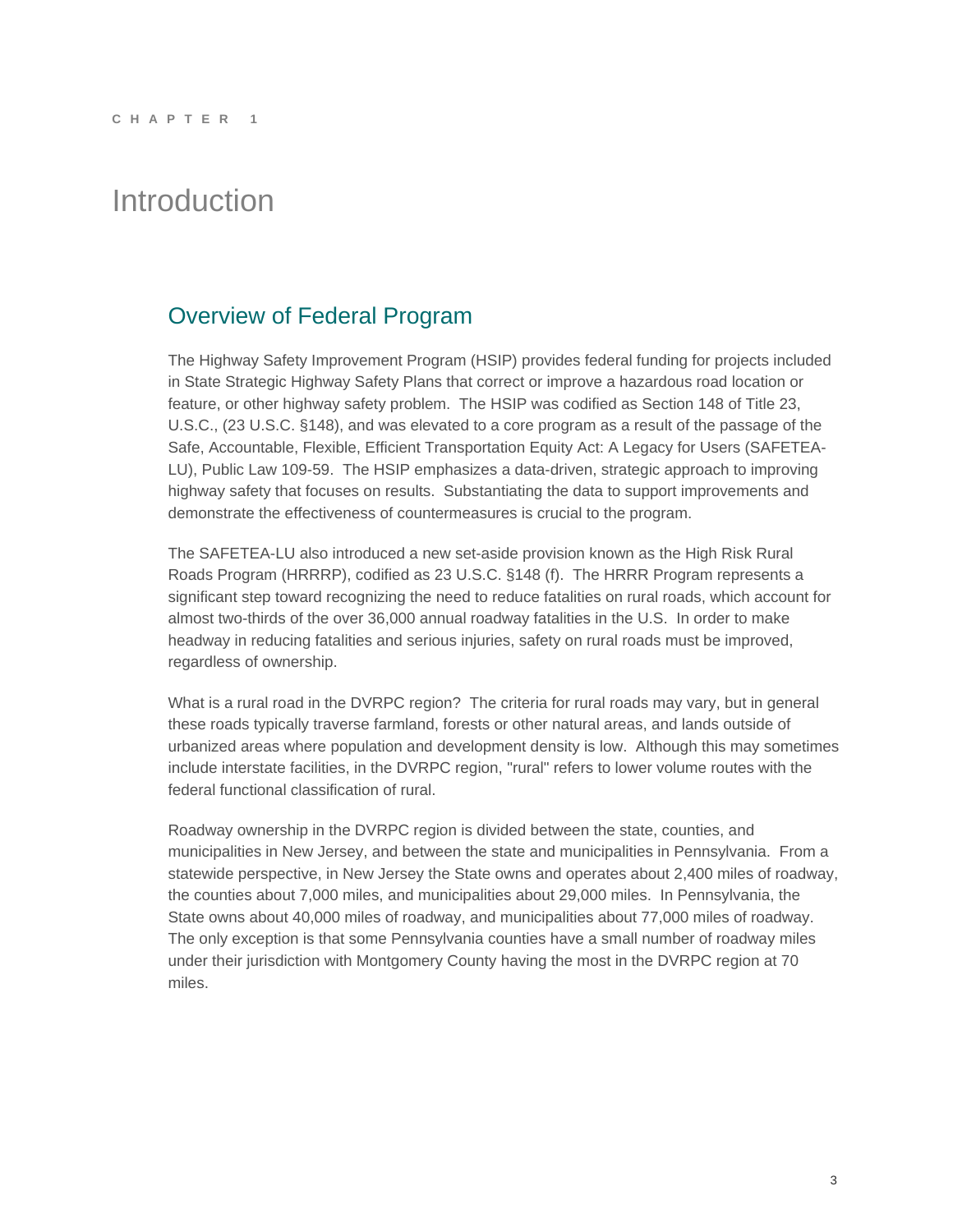CHAPTER 1

# Introduction

## Overview of Federal Program

The Highway Safety Improvement Program (HSIP) provides federal funding for projects included in State Strategic Highway Safety Plans that correct or improve a hazardous road location or feature, or other highway safety problem. The HSIP was codified as Section 148 of Title 23, U.S.C., (23 U.S.C. §148), and was elevated to a core program as a result of the passage of the Safe, Accountable, Flexible, Efficient Transportation Equity Act: A Legacy for Users (SAFETEA-LU), Public Law 109-59. The HSIP emphasizes a data-driven, strategic approach to improving highway safety that focuses on results. Substantiating the data to support improvements and demonstrate the effectiveness of countermeasures is crucial to the program.

The SAFETEA-LU also introduced a new set-aside provision known as the High Risk Rural Roads Program (HRRRP), codified as 23 U.S.C. §148 (f). The HRRR Program represents a significant step toward recognizing the need to reduce fatalities on rural roads, which account for almost two-thirds of the over 36,000 annual roadway fatalities in the U.S. In order to make headway in reducing fatalities and serious injuries, safety on rural roads must be improved, regardless of ownership.

What is a rural road in the DVRPC region? The criteria for rural roads may vary, but in general these roads typically traverse farmland, forests or other natural areas, and lands outside of urbanized areas where population and development density is low. Although this may sometimes include interstate facilities, in the DVRPC region, "rural" refers to lower volume routes with the federal functional classification of rural.

Roadway ownership in the DVRPC region is divided between the state, counties, and municipalities in New Jersey, and between the state and municipalities in Pennsylvania. From a statewide perspective, in New Jersey the State owns and operates about 2,400 miles of roadway, the counties about 7,000 miles, and municipalities about 29,000 miles. In Pennsylvania, the State owns about 40,000 miles of roadway, and municipalities about 77,000 miles of roadway. The only exception is that some Pennsylvania counties have a small number of roadway miles under their jurisdiction with Montgomery County having the most in the DVRPC region at 70 miles.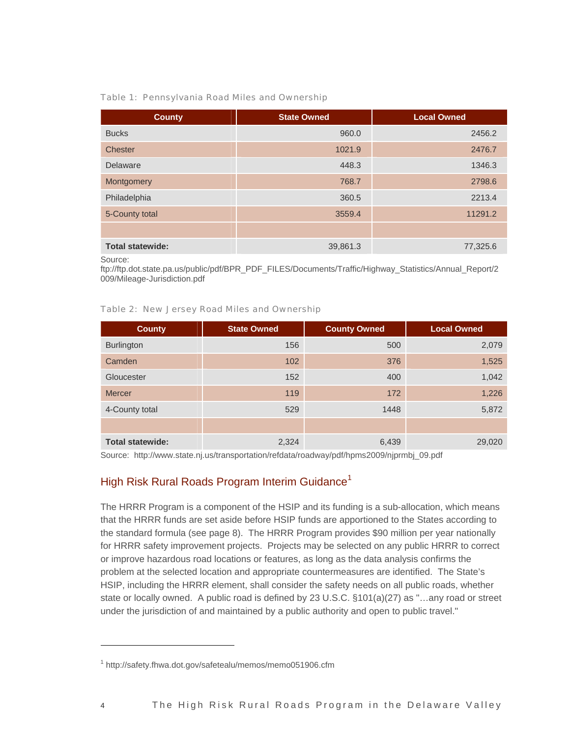Table 1: Pennsylvania Road Miles and Ownership

| County | State Owned | Local Owned |
|---|---|---|
| Bucks | 960.0 | 2456.2 |
| Chester | 1021.9 | 2476.7 |
| Delaware | 448.3 | 1346.3 |
| Montgomery | 768.7 | 2798.6 |
| Philadelphia | 360.5 | 2213.4 |
| 5-County total | 3559.4 | 11291.2 |
| | | |
| **Total statewide:** | 39,861.3 | 77,325.6 |

Source:
ftp://ftp.dot.state.pa.us/public/pdf/BPR_PDF_FILES/Documents/Traffic/Highway_Statistics/Annual_Report/2009/Mileage-Jurisdiction.pdf

Table 2: New Jersey Road Miles and Ownership

| County | State Owned | County Owned | Local Owned |
|---|---|---|---|
| Burlington | 156 | 500 | 2,079 |
| Camden | 102 | 376 | 1,525 |
| Gloucester | 152 | 400 | 1,042 |
| Mercer | 119 | 172 | 1,226 |
| 4-County total | 529 | 1448 | 5,872 |
| | | | |
| **Total statewide:** | 2,324 | 6,439 | 29,020 |

Source: http://www.state.nj.us/transportation/refdata/roadway/pdf/hpms2009/njprmbj_09.pdf

## High Risk Rural Roads Program Interim Guidance[1]

The HRRR Program is a component of the HSIP and its funding is a sub-allocation, which means that the HRRR funds are set aside before HSIP funds are apportioned to the States according to the standard formula (see page 8). The HRRR Program provides $90 million per year nationally for HRRR safety improvement projects. Projects may be selected on any public HRRR to correct or improve hazardous road locations or features, as long as the data analysis confirms the problem at the selected location and appropriate countermeasures are identified. The State's HSIP, including the HRRR element, shall consider the safety needs on all public roads, whether state or locally owned. A public road is defined by 23 U.S.C. §101(a)(27) as "…any road or street under the jurisdiction of and maintained by a public authority and open to public travel."

[1] http://safety.fhwa.dot.gov/safetealu/memos/memo051906.cfm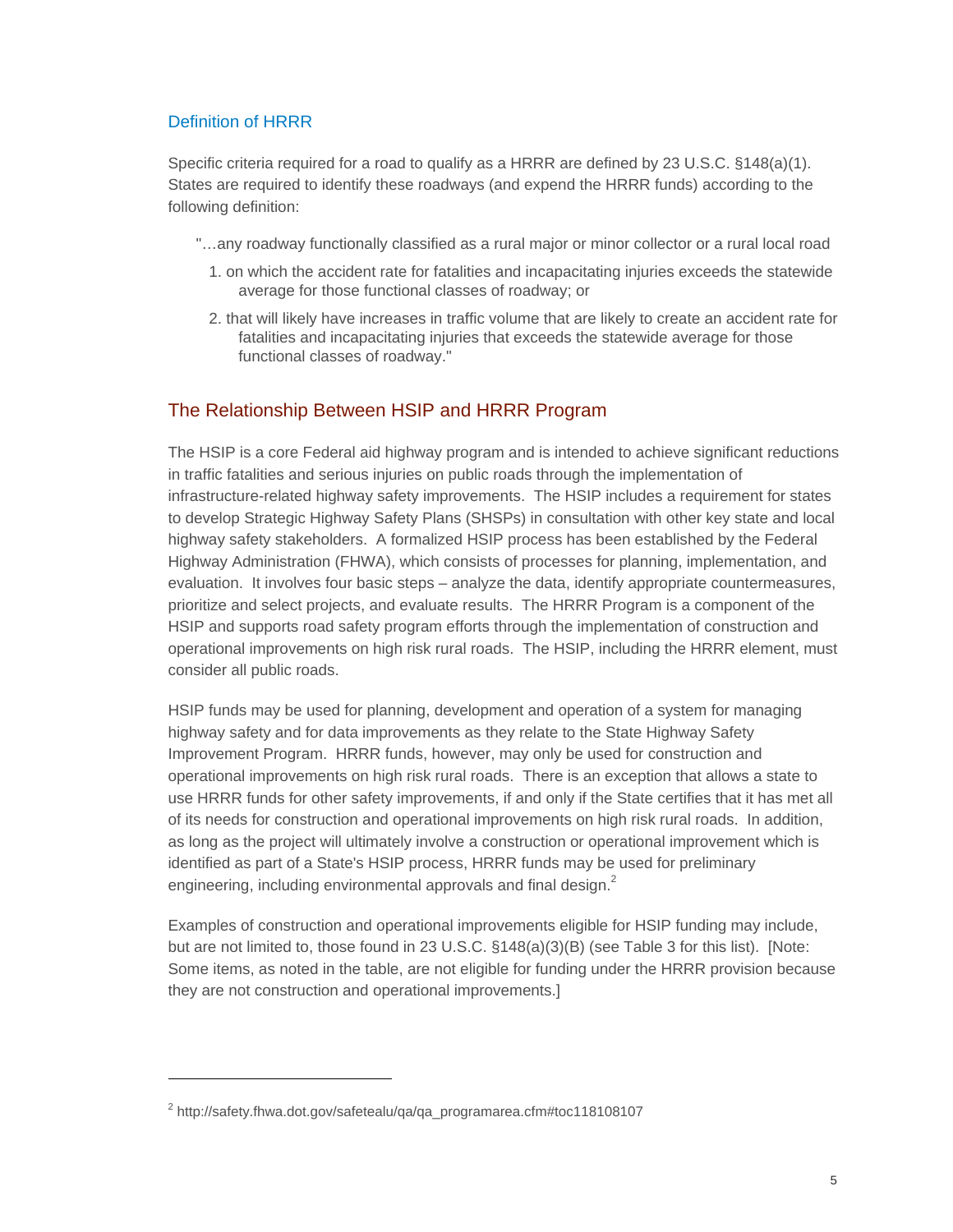### Definition of HRRR

Specific criteria required for a road to qualify as a HRRR are defined by 23 U.S.C. §148(a)(1). States are required to identify these roadways (and expend the HRRR funds) according to the following definition:

"…any roadway functionally classified as a rural major or minor collector or a rural local road

1. on which the accident rate for fatalities and incapacitating injuries exceeds the statewide average for those functional classes of roadway; or
2. that will likely have increases in traffic volume that are likely to create an accident rate for fatalities and incapacitating injuries that exceeds the statewide average for those functional classes of roadway."

## The Relationship Between HSIP and HRRR Program

The HSIP is a core Federal aid highway program and is intended to achieve significant reductions in traffic fatalities and serious injuries on public roads through the implementation of infrastructure-related highway safety improvements. The HSIP includes a requirement for states to develop Strategic Highway Safety Plans (SHSPs) in consultation with other key state and local highway safety stakeholders. A formalized HSIP process has been established by the Federal Highway Administration (FHWA), which consists of processes for planning, implementation, and evaluation. It involves four basic steps – analyze the data, identify appropriate countermeasures, prioritize and select projects, and evaluate results. The HRRR Program is a component of the HSIP and supports road safety program efforts through the implementation of construction and operational improvements on high risk rural roads. The HSIP, including the HRRR element, must consider all public roads.

HSIP funds may be used for planning, development and operation of a system for managing highway safety and for data improvements as they relate to the State Highway Safety Improvement Program. HRRR funds, however, may only be used for construction and operational improvements on high risk rural roads. There is an exception that allows a state to use HRRR funds for other safety improvements, if and only if the State certifies that it has met all of its needs for construction and operational improvements on high risk rural roads. In addition, as long as the project will ultimately involve a construction or operational improvement which is identified as part of a State's HSIP process, HRRR funds may be used for preliminary engineering, including environmental approvals and final design.[2]

Examples of construction and operational improvements eligible for HSIP funding may include, but are not limited to, those found in 23 U.S.C. §148(a)(3)(B) (see Table 3 for this list). [Note: Some items, as noted in the table, are not eligible for funding under the HRRR provision because they are not construction and operational improvements.]

---

[2] http://safety.fhwa.dot.gov/safetealu/qa/qa_programarea.cfm#toc118108107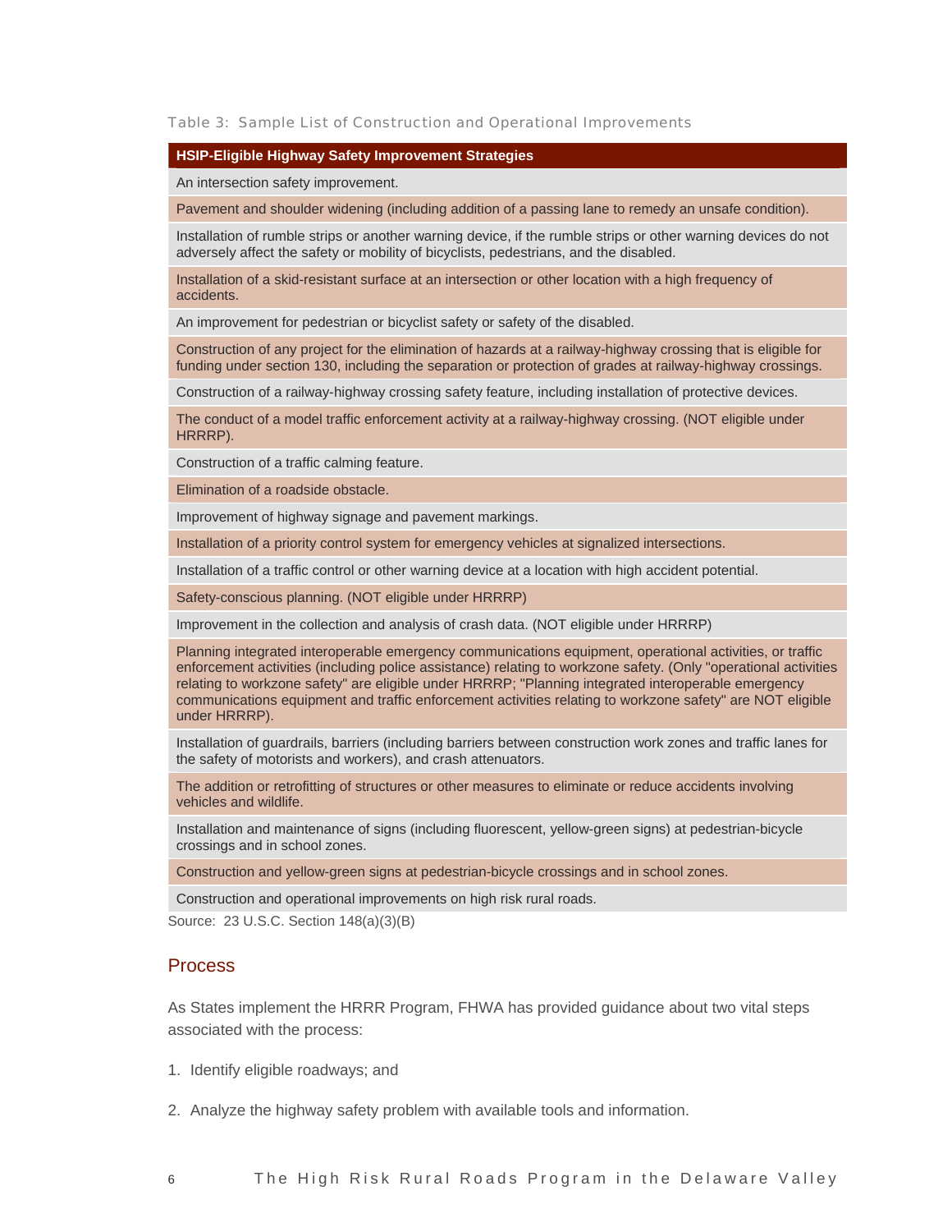Table 3: Sample List of Construction and Operational Improvements

| HSIP-Eligible Highway Safety Improvement Strategies |
| --- |
| An intersection safety improvement. |
| Pavement and shoulder widening (including addition of a passing lane to remedy an unsafe condition). |
| Installation of rumble strips or another warning device, if the rumble strips or other warning devices do not adversely affect the safety or mobility of bicyclists, pedestrians, and the disabled. |
| Installation of a skid-resistant surface at an intersection or other location with a high frequency of accidents. |
| An improvement for pedestrian or bicyclist safety or safety of the disabled. |
| Construction of any project for the elimination of hazards at a railway-highway crossing that is eligible for funding under section 130, including the separation or protection of grades at railway-highway crossings. |
| Construction of a railway-highway crossing safety feature, including installation of protective devices. |
| The conduct of a model traffic enforcement activity at a railway-highway crossing. (NOT eligible under HRRRP). |
| Construction of a traffic calming feature. |
| Elimination of a roadside obstacle. |
| Improvement of highway signage and pavement markings. |
| Installation of a priority control system for emergency vehicles at signalized intersections. |
| Installation of a traffic control or other warning device at a location with high accident potential. |
| Safety-conscious planning. (NOT eligible under HRRRP) |
| Improvement in the collection and analysis of crash data. (NOT eligible under HRRRP) |
| Planning integrated interoperable emergency communications equipment, operational activities, or traffic enforcement activities (including police assistance) relating to workzone safety. (Only "operational activities relating to workzone safety" are eligible under HRRRP; "Planning integrated interoperable emergency communications equipment and traffic enforcement activities relating to workzone safety" are NOT eligible under HRRRP). |
| Installation of guardrails, barriers (including barriers between construction work zones and traffic lanes for the safety of motorists and workers), and crash attenuators. |
| The addition or retrofitting of structures or other measures to eliminate or reduce accidents involving vehicles and wildlife. |
| Installation and maintenance of signs (including fluorescent, yellow-green signs) at pedestrian-bicycle crossings and in school zones. |
| Construction and yellow-green signs at pedestrian-bicycle crossings and in school zones. |
| Construction and operational improvements on high risk rural roads. |

Source: 23 U.S.C. Section 148(a)(3)(B)

## Process

As States implement the HRRR Program, FHWA has provided guidance about two vital steps associated with the process:

1. Identify eligible roadways; and
2. Analyze the highway safety problem with available tools and information.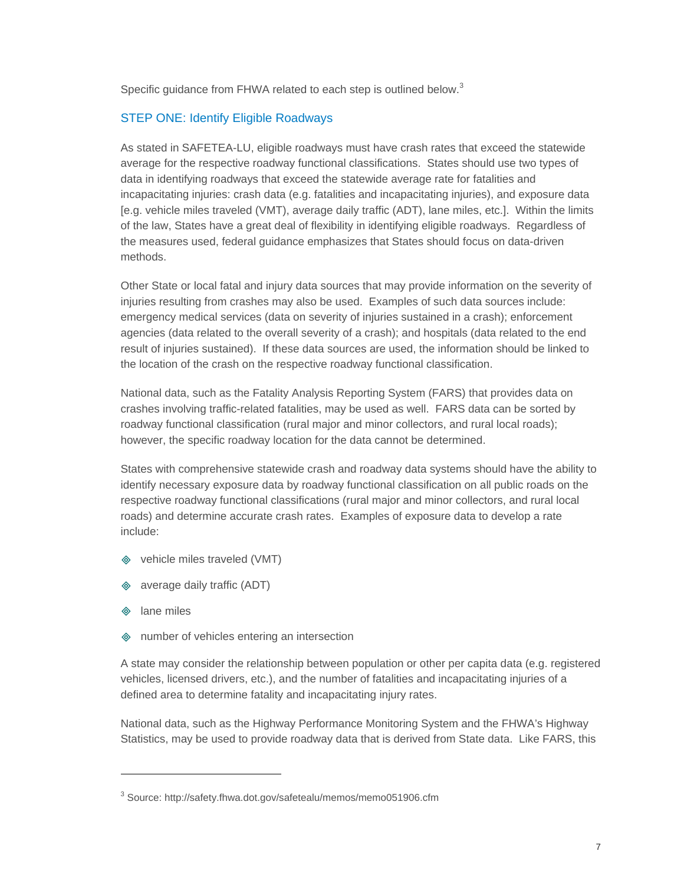Specific guidance from FHWA related to each step is outlined below.[3]

## STEP ONE: Identify Eligible Roadways

As stated in SAFETEA-LU, eligible roadways must have crash rates that exceed the statewide average for the respective roadway functional classifications. States should use two types of data in identifying roadways that exceed the statewide average rate for fatalities and incapacitating injuries: crash data (e.g. fatalities and incapacitating injuries), and exposure data [e.g. vehicle miles traveled (VMT), average daily traffic (ADT), lane miles, etc.]. Within the limits of the law, States have a great deal of flexibility in identifying eligible roadways. Regardless of the measures used, federal guidance emphasizes that States should focus on data-driven methods.

Other State or local fatal and injury data sources that may provide information on the severity of injuries resulting from crashes may also be used. Examples of such data sources include: emergency medical services (data on severity of injuries sustained in a crash); enforcement agencies (data related to the overall severity of a crash); and hospitals (data related to the end result of injuries sustained). If these data sources are used, the information should be linked to the location of the crash on the respective roadway functional classification.

National data, such as the Fatality Analysis Reporting System (FARS) that provides data on crashes involving traffic-related fatalities, may be used as well. FARS data can be sorted by roadway functional classification (rural major and minor collectors, and rural local roads); however, the specific roadway location for the data cannot be determined.

States with comprehensive statewide crash and roadway data systems should have the ability to identify necessary exposure data by roadway functional classification on all public roads on the respective roadway functional classifications (rural major and minor collectors, and rural local roads) and determine accurate crash rates. Examples of exposure data to develop a rate include:

- vehicle miles traveled (VMT)
- average daily traffic (ADT)
- lane miles
- number of vehicles entering an intersection

A state may consider the relationship between population or other per capita data (e.g. registered vehicles, licensed drivers, etc.), and the number of fatalities and incapacitating injuries of a defined area to determine fatality and incapacitating injury rates.

National data, such as the Highway Performance Monitoring System and the FHWA's Highway Statistics, may be used to provide roadway data that is derived from State data. Like FARS, this

---

[3] Source: http://safety.fhwa.dot.gov/safetealu/memos/memo051906.cfm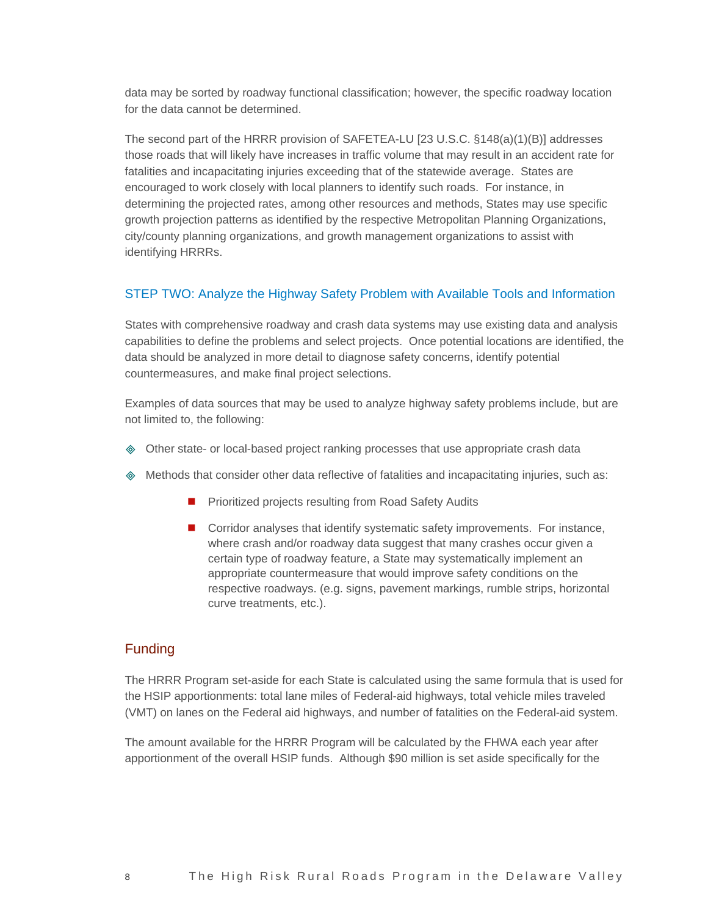data may be sorted by roadway functional classification; however, the specific roadway location for the data cannot be determined.

The second part of the HRRR provision of SAFETEA-LU [23 U.S.C. §148(a)(1)(B)] addresses those roads that will likely have increases in traffic volume that may result in an accident rate for fatalities and incapacitating injuries exceeding that of the statewide average. States are encouraged to work closely with local planners to identify such roads. For instance, in determining the projected rates, among other resources and methods, States may use specific growth projection patterns as identified by the respective Metropolitan Planning Organizations, city/county planning organizations, and growth management organizations to assist with identifying HRRRs.

### STEP TWO: Analyze the Highway Safety Problem with Available Tools and Information

States with comprehensive roadway and crash data systems may use existing data and analysis capabilities to define the problems and select projects. Once potential locations are identified, the data should be analyzed in more detail to diagnose safety concerns, identify potential countermeasures, and make final project selections.

Examples of data sources that may be used to analyze highway safety problems include, but are not limited to, the following:

- Other state- or local-based project ranking processes that use appropriate crash data
- Methods that consider other data reflective of fatalities and incapacitating injuries, such as:
  - Prioritized projects resulting from Road Safety Audits
  - Corridor analyses that identify systematic safety improvements. For instance, where crash and/or roadway data suggest that many crashes occur given a certain type of roadway feature, a State may systematically implement an appropriate countermeasure that would improve safety conditions on the respective roadways. (e.g. signs, pavement markings, rumble strips, horizontal curve treatments, etc.).

## Funding

The HRRR Program set-aside for each State is calculated using the same formula that is used for the HSIP apportionments: total lane miles of Federal-aid highways, total vehicle miles traveled (VMT) on lanes on the Federal aid highways, and number of fatalities on the Federal-aid system.

The amount available for the HRRR Program will be calculated by the FHWA each year after apportionment of the overall HSIP funds. Although $90 million is set aside specifically for the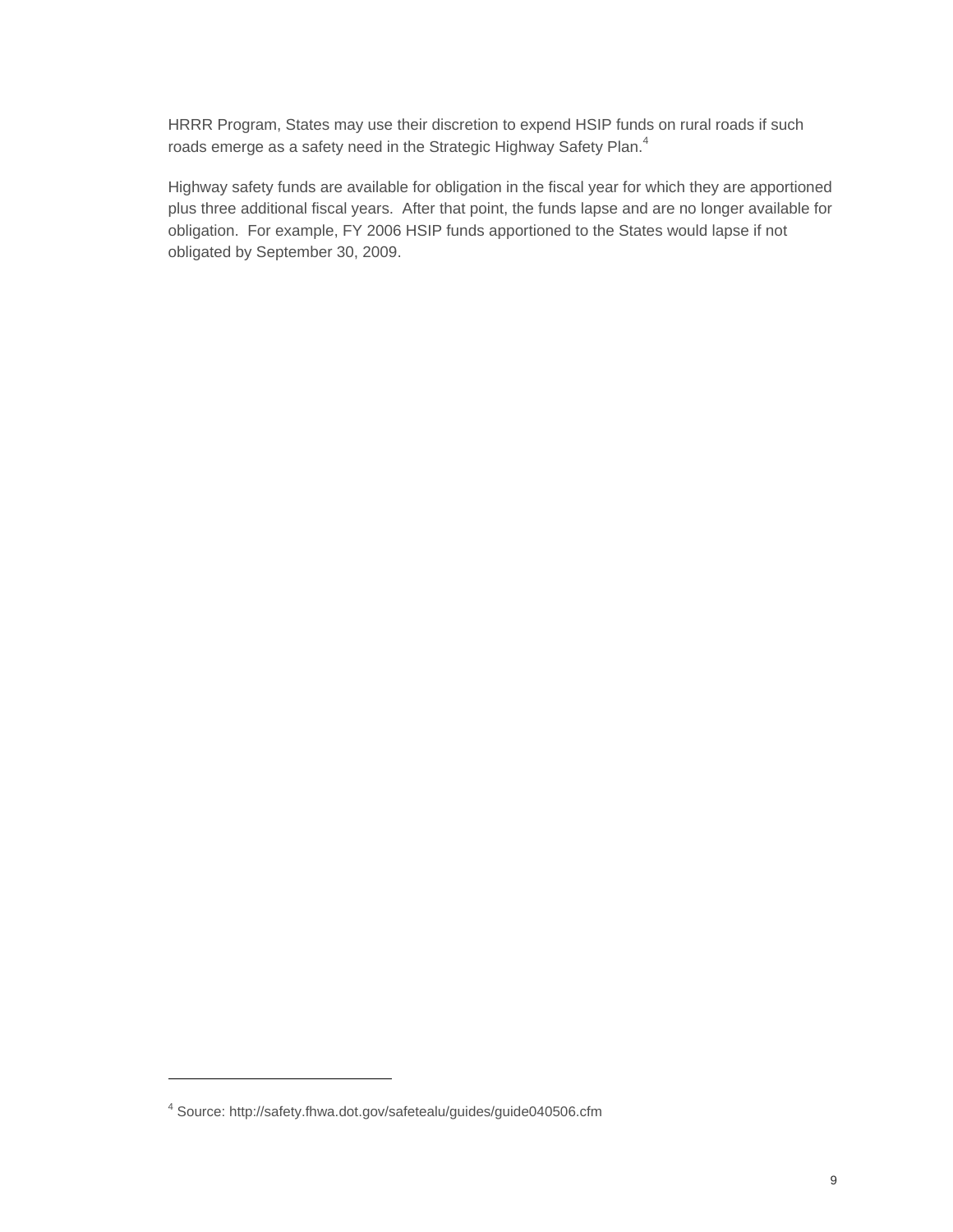HRRR Program, States may use their discretion to expend HSIP funds on rural roads if such roads emerge as a safety need in the Strategic Highway Safety Plan.[4]

Highway safety funds are available for obligation in the fiscal year for which they are apportioned plus three additional fiscal years. After that point, the funds lapse and are no longer available for obligation. For example, FY 2006 HSIP funds apportioned to the States would lapse if not obligated by September 30, 2009.

---

[4] Source: http://safety.fhwa.dot.gov/safetealu/guides/guide040506.cfm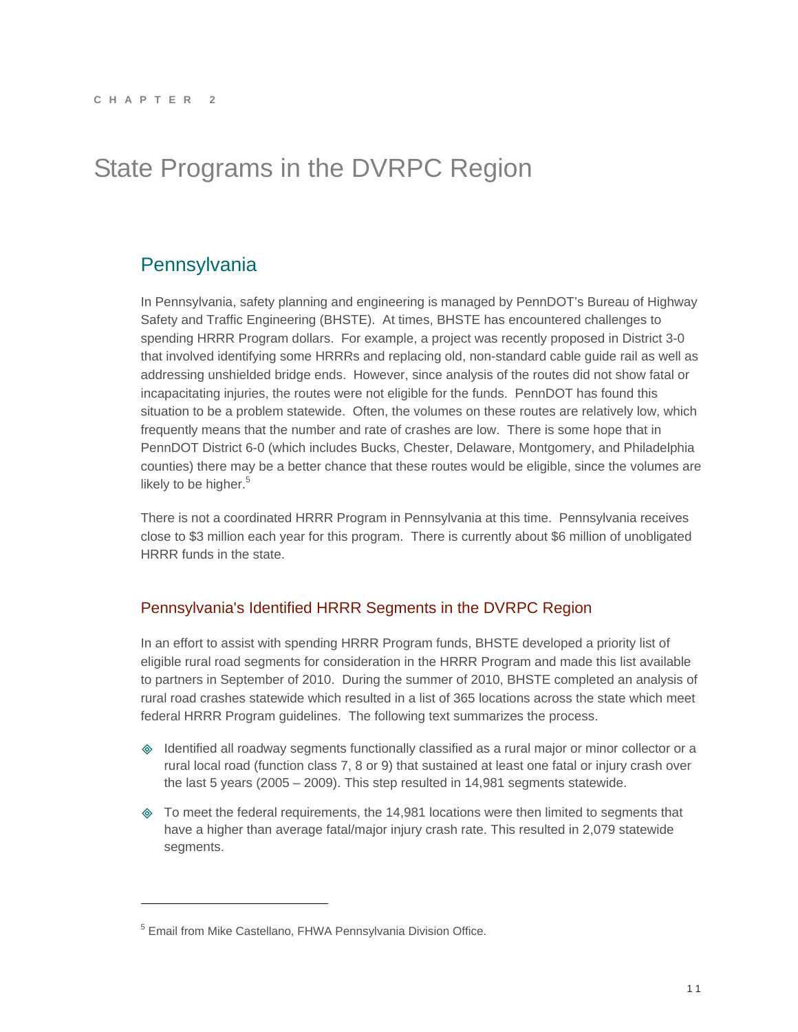CHAPTER 2

# State Programs in the DVRPC Region

## Pennsylvania

In Pennsylvania, safety planning and engineering is managed by PennDOT's Bureau of Highway Safety and Traffic Engineering (BHSTE). At times, BHSTE has encountered challenges to spending HRRR Program dollars. For example, a project was recently proposed in District 3-0 that involved identifying some HRRRs and replacing old, non-standard cable guide rail as well as addressing unshielded bridge ends. However, since analysis of the routes did not show fatal or incapacitating injuries, the routes were not eligible for the funds. PennDOT has found this situation to be a problem statewide. Often, the volumes on these routes are relatively low, which frequently means that the number and rate of crashes are low. There is some hope that in PennDOT District 6-0 (which includes Bucks, Chester, Delaware, Montgomery, and Philadelphia counties) there may be a better chance that these routes would be eligible, since the volumes are likely to be higher.[5]

There is not a coordinated HRRR Program in Pennsylvania at this time. Pennsylvania receives close to $3 million each year for this program. There is currently about $6 million of unobligated HRRR funds in the state.

### Pennsylvania's Identified HRRR Segments in the DVRPC Region

In an effort to assist with spending HRRR Program funds, BHSTE developed a priority list of eligible rural road segments for consideration in the HRRR Program and made this list available to partners in September of 2010. During the summer of 2010, BHSTE completed an analysis of rural road crashes statewide which resulted in a list of 365 locations across the state which meet federal HRRR Program guidelines. The following text summarizes the process.

- Identified all roadway segments functionally classified as a rural major or minor collector or a rural local road (function class 7, 8 or 9) that sustained at least one fatal or injury crash over the last 5 years (2005 – 2009). This step resulted in 14,981 segments statewide.
- To meet the federal requirements, the 14,981 locations were then limited to segments that have a higher than average fatal/major injury crash rate. This resulted in 2,079 statewide segments.

[5] Email from Mike Castellano, FHWA Pennsylvania Division Office.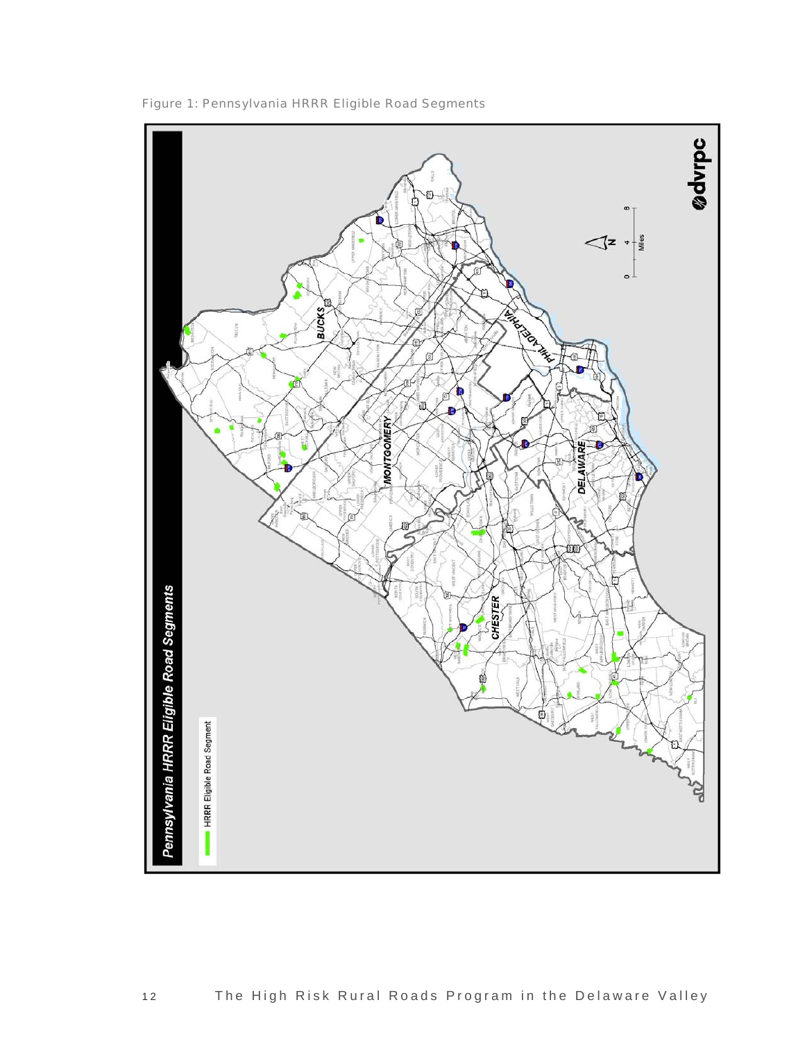Figure 1: Pennsylvania HRRR Eligible Road Segments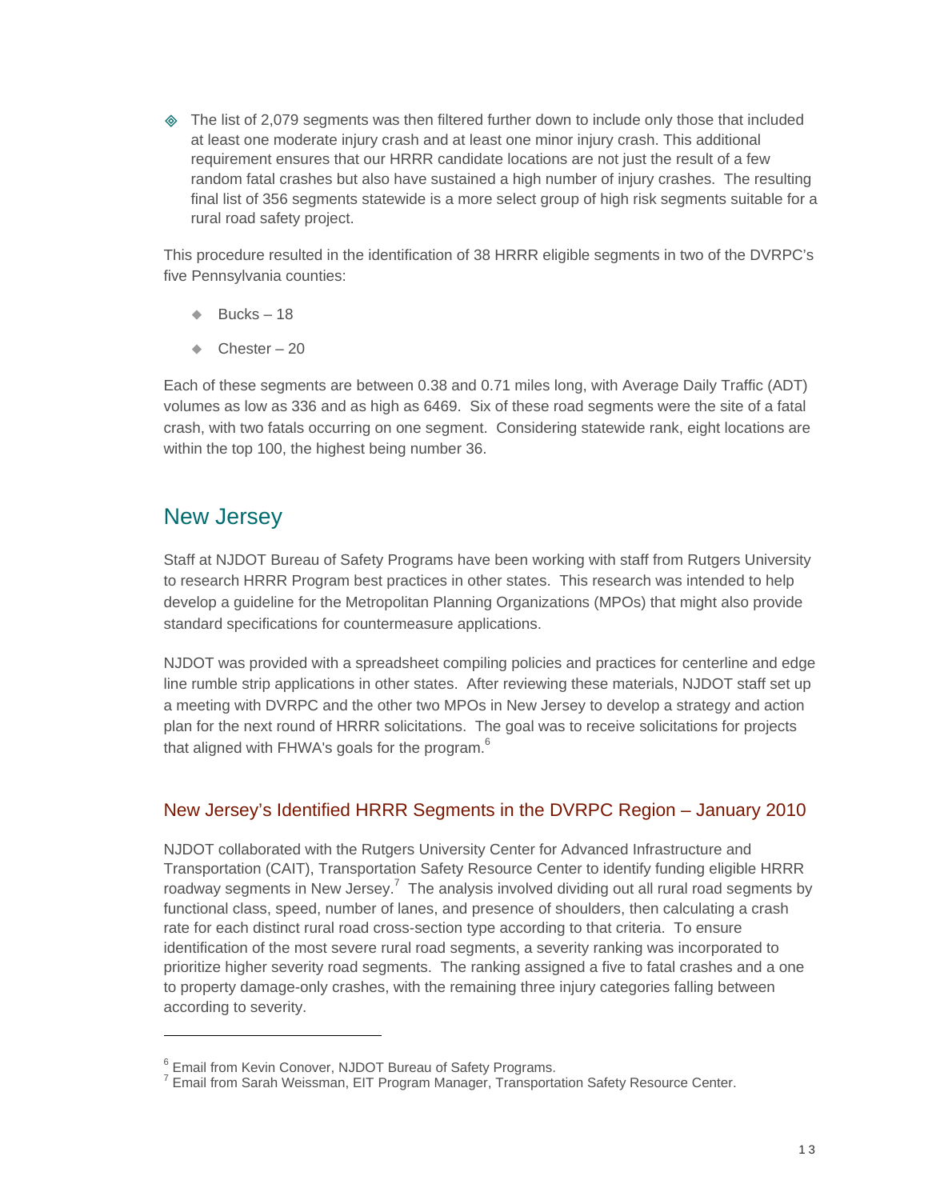- The list of 2,079 segments was then filtered further down to include only those that included at least one moderate injury crash and at least one minor injury crash. This additional requirement ensures that our HRRR candidate locations are not just the result of a few random fatal crashes but also have sustained a high number of injury crashes. The resulting final list of 356 segments statewide is a more select group of high risk segments suitable for a rural road safety project.

This procedure resulted in the identification of 38 HRRR eligible segments in two of the DVRPC's five Pennsylvania counties:

- Bucks – 18
- Chester – 20

Each of these segments are between 0.38 and 0.71 miles long, with Average Daily Traffic (ADT) volumes as low as 336 and as high as 6469. Six of these road segments were the site of a fatal crash, with two fatals occurring on one segment. Considering statewide rank, eight locations are within the top 100, the highest being number 36.

## New Jersey

Staff at NJDOT Bureau of Safety Programs have been working with staff from Rutgers University to research HRRR Program best practices in other states. This research was intended to help develop a guideline for the Metropolitan Planning Organizations (MPOs) that might also provide standard specifications for countermeasure applications.

NJDOT was provided with a spreadsheet compiling policies and practices for centerline and edge line rumble strip applications in other states. After reviewing these materials, NJDOT staff set up a meeting with DVRPC and the other two MPOs in New Jersey to develop a strategy and action plan for the next round of HRRR solicitations. The goal was to receive solicitations for projects that aligned with FHWA's goals for the program.[6]

### New Jersey's Identified HRRR Segments in the DVRPC Region – January 2010

NJDOT collaborated with the Rutgers University Center for Advanced Infrastructure and Transportation (CAIT), Transportation Safety Resource Center to identify funding eligible HRRR roadway segments in New Jersey.[7] The analysis involved dividing out all rural road segments by functional class, speed, number of lanes, and presence of shoulders, then calculating a crash rate for each distinct rural road cross-section type according to that criteria. To ensure identification of the most severe rural road segments, a severity ranking was incorporated to prioritize higher severity road segments. The ranking assigned a five to fatal crashes and a one to property damage-only crashes, with the remaining three injury categories falling between according to severity.

---

[6] Email from Kevin Conover, NJDOT Bureau of Safety Programs.
[7] Email from Sarah Weissman, EIT Program Manager, Transportation Safety Resource Center.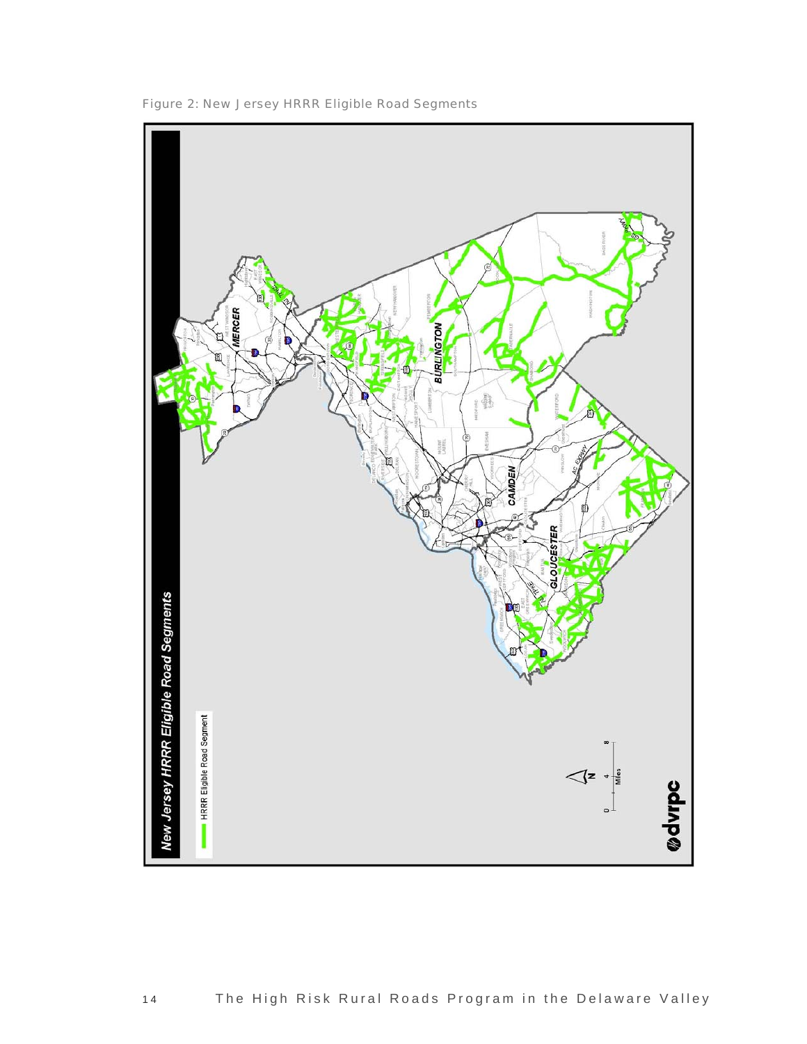Figure 2: New Jersey HRRR Eligible Road Segments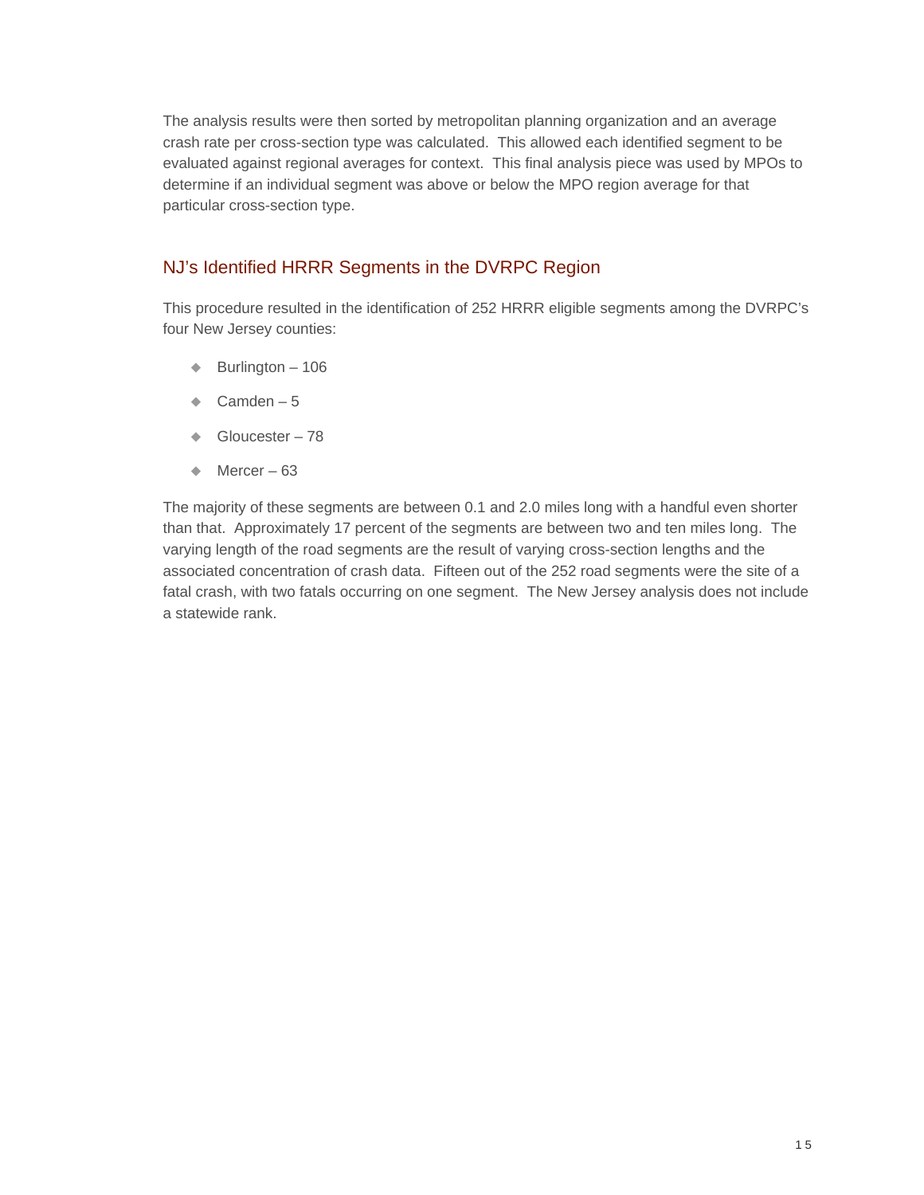The analysis results were then sorted by metropolitan planning organization and an average crash rate per cross-section type was calculated. This allowed each identified segment to be evaluated against regional averages for context. This final analysis piece was used by MPOs to determine if an individual segment was above or below the MPO region average for that particular cross-section type.

## NJ's Identified HRRR Segments in the DVRPC Region

This procedure resulted in the identification of 252 HRRR eligible segments among the DVRPC's four New Jersey counties:

- Burlington – 106
- Camden – 5
- Gloucester – 78
- Mercer – 63

The majority of these segments are between 0.1 and 2.0 miles long with a handful even shorter than that. Approximately 17 percent of the segments are between two and ten miles long. The varying length of the road segments are the result of varying cross-section lengths and the associated concentration of crash data. Fifteen out of the 252 road segments were the site of a fatal crash, with two fatals occurring on one segment. The New Jersey analysis does not include a statewide rank.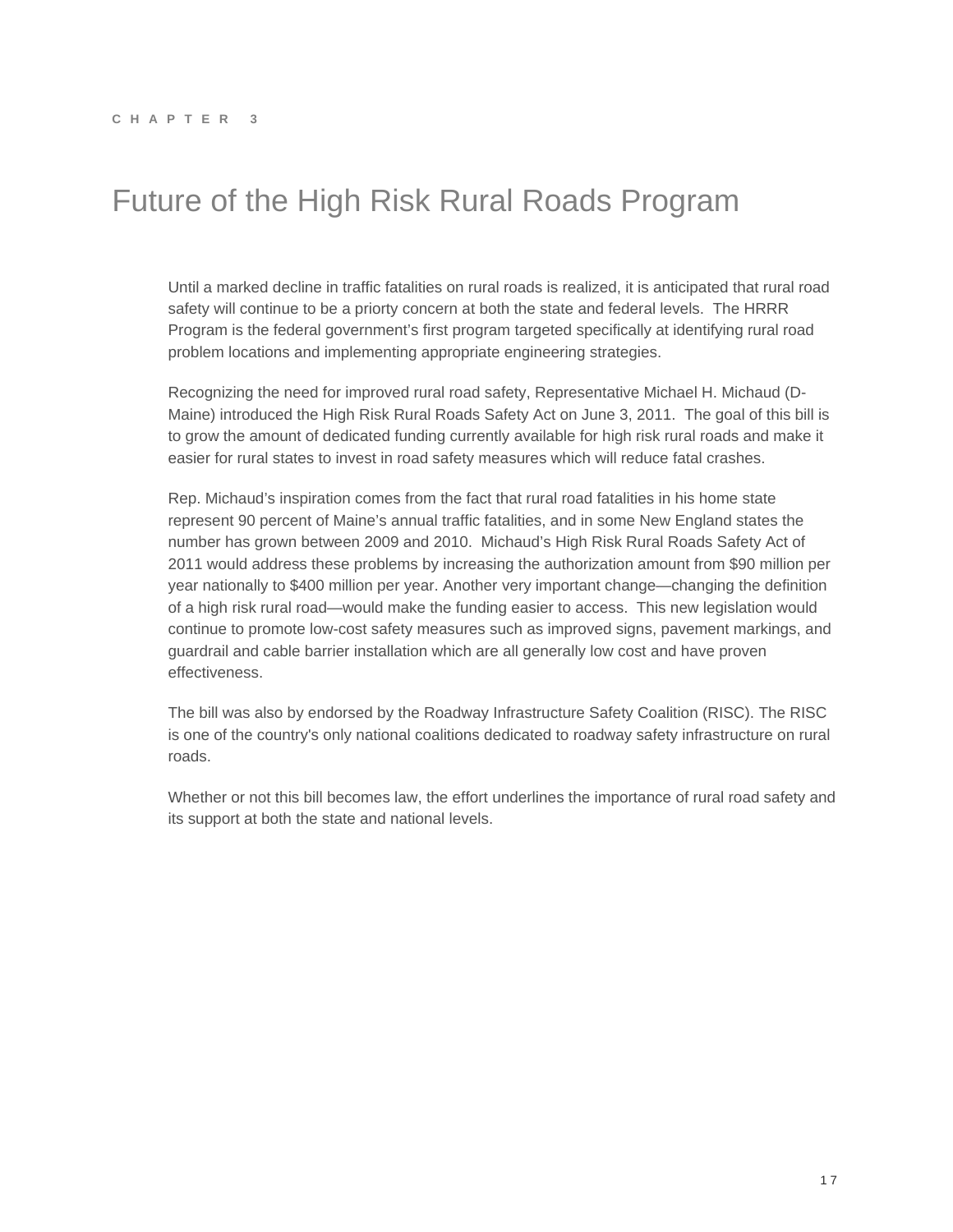CHAPTER 3

# Future of the High Risk Rural Roads Program

Until a marked decline in traffic fatalities on rural roads is realized, it is anticipated that rural road safety will continue to be a priorty concern at both the state and federal levels. The HRRR Program is the federal government's first program targeted specifically at identifying rural road problem locations and implementing appropriate engineering strategies.

Recognizing the need for improved rural road safety, Representative Michael H. Michaud (D-Maine) introduced the High Risk Rural Roads Safety Act on June 3, 2011. The goal of this bill is to grow the amount of dedicated funding currently available for high risk rural roads and make it easier for rural states to invest in road safety measures which will reduce fatal crashes.

Rep. Michaud's inspiration comes from the fact that rural road fatalities in his home state represent 90 percent of Maine's annual traffic fatalities, and in some New England states the number has grown between 2009 and 2010. Michaud's High Risk Rural Roads Safety Act of 2011 would address these problems by increasing the authorization amount from $90 million per year nationally to $400 million per year. Another very important change—changing the definition of a high risk rural road—would make the funding easier to access. This new legislation would continue to promote low-cost safety measures such as improved signs, pavement markings, and guardrail and cable barrier installation which are all generally low cost and have proven effectiveness.

The bill was also by endorsed by the Roadway Infrastructure Safety Coalition (RISC). The RISC is one of the country's only national coalitions dedicated to roadway safety infrastructure on rural roads.

Whether or not this bill becomes law, the effort underlines the importance of rural road safety and its support at both the state and national levels.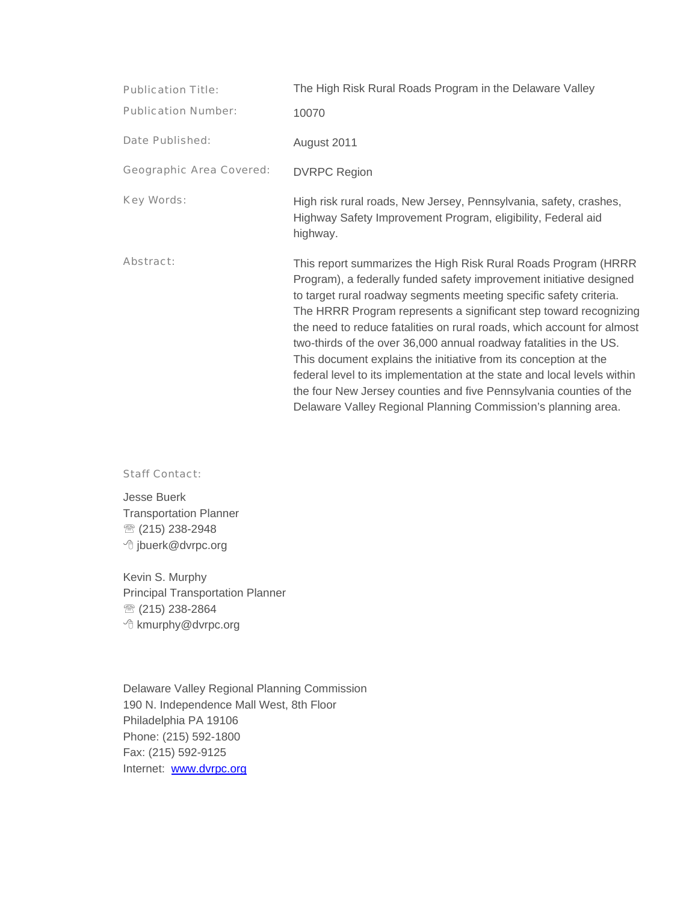| | |
|---|---|
| Publication Title: | The High Risk Rural Roads Program in the Delaware Valley |
| Publication Number: | 10070 |
| Date Published: | August 2011 |
| Geographic Area Covered: | DVRPC Region |
| Key Words: | High risk rural roads, New Jersey, Pennsylvania, safety, crashes, Highway Safety Improvement Program, eligibility, Federal aid highway. |
| Abstract: | This report summarizes the High Risk Rural Roads Program (HRRR Program), a federally funded safety improvement initiative designed to target rural roadway segments meeting specific safety criteria. The HRRR Program represents a significant step toward recognizing the need to reduce fatalities on rural roads, which account for almost two-thirds of the over 36,000 annual roadway fatalities in the US. This document explains the initiative from its conception at the federal level to its implementation at the state and local levels within the four New Jersey counties and five Pennsylvania counties of the Delaware Valley Regional Planning Commission's planning area. |

Staff Contact:

Jesse Buerk
Transportation Planner
☏ (215) 238-2948
jbuerk@dvrpc.org

Kevin S. Murphy
Principal Transportation Planner
☏ (215) 238-2864
kmurphy@dvrpc.org

Delaware Valley Regional Planning Commission
190 N. Independence Mall West, 8th Floor
Philadelphia PA 19106
Phone: (215) 592-1800
Fax: (215) 592-9125
Internet: [www.dvrpc.org](http://www.dvrpc.org)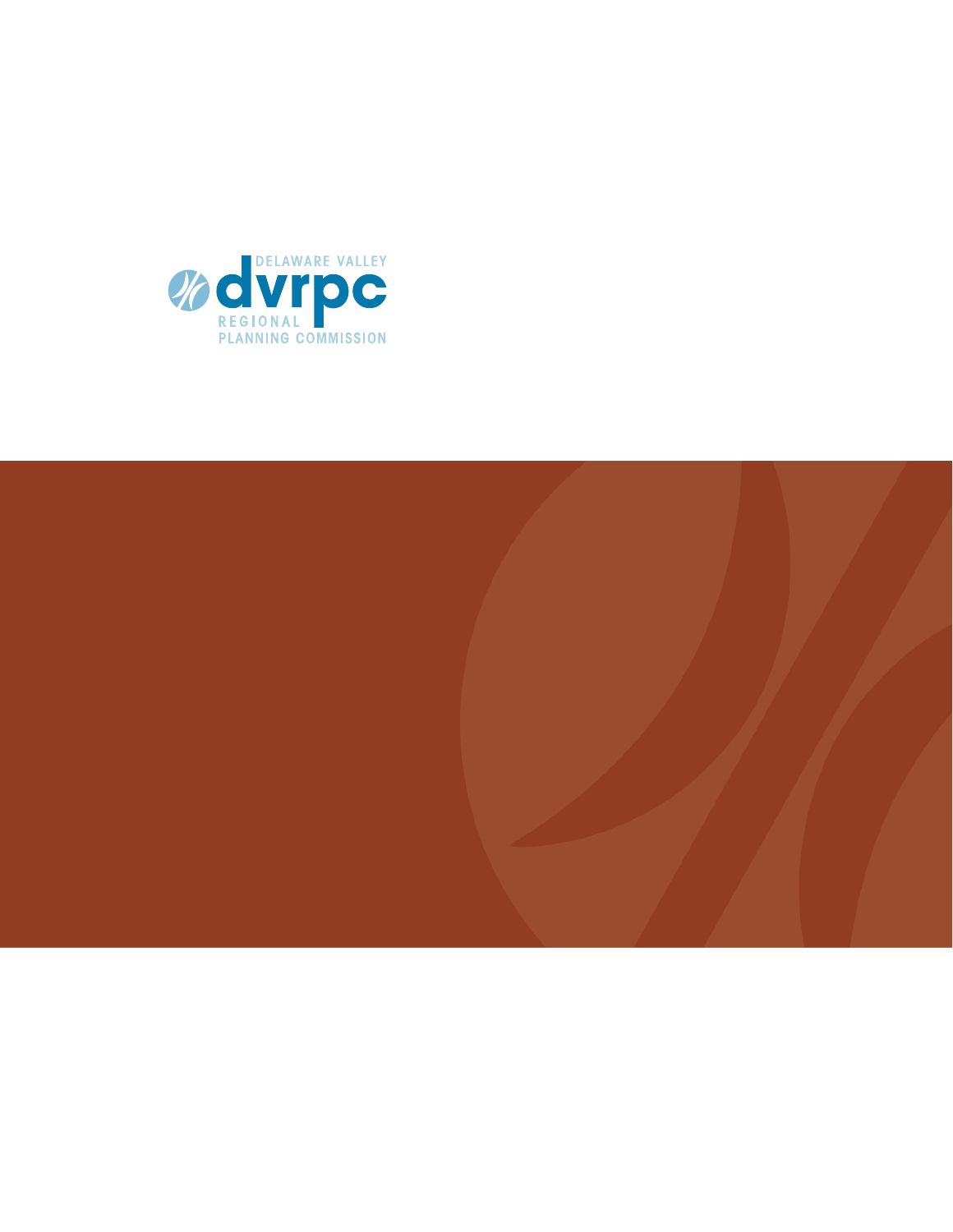DELAWARE VALLEY

dvrpc

REGIONAL

PLANNING COMMISSION